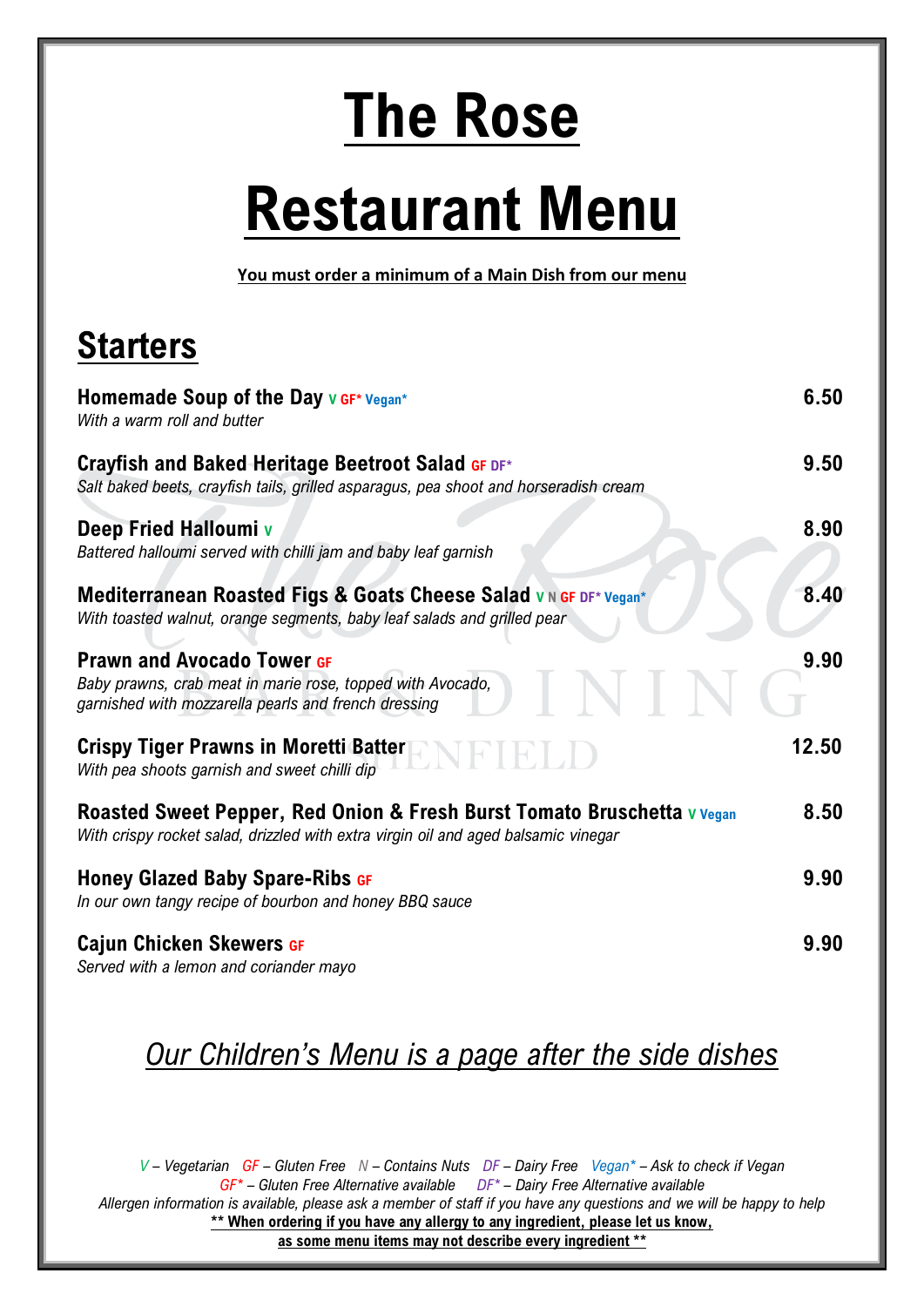# The Rose

# Restaurant Menu

**You must order a minimum of a Main Dish from our menu**

## Starters

**Homemade Soup of the Day** V GF* Vegan* — **6.50**
*With a warm roll and butter*

**Crayfish and Baked Heritage Beetroot Salad** GF DF* — **9.50**
*Salt baked beets, crayfish tails, grilled asparagus, pea shoot and horseradish cream*

**Deep Fried Halloumi** V — **8.90**
*Battered halloumi served with chilli jam and baby leaf garnish*

**Mediterranean Roasted Figs & Goats Cheese Salad** V N GF DF* Vegan* — **8.40**
*With toasted walnut, orange segments, baby leaf salads and grilled pear*

**Prawn and Avocado Tower** GF — **9.90**
*Baby prawns, crab meat in marie rose, topped with Avocado, garnished with mozzarella pearls and french dressing*

**Crispy Tiger Prawns in Moretti Batter** — **12.50**
*With pea shoots garnish and sweet chilli dip*

**Roasted Sweet Pepper, Red Onion & Fresh Burst Tomato Bruschetta** V Vegan — **8.50**
*With crispy rocket salad, drizzled with extra virgin oil and aged balsamic vinegar*

**Honey Glazed Baby Spare-Ribs** GF — **9.90**
*In our own tangy recipe of bourbon and honey BBQ sauce*

**Cajun Chicken Skewers** GF — **9.90**
*Served with a lemon and coriander mayo*

*Our Children's Menu is a page after the side dishes*

*V – Vegetarian GF – Gluten Free N – Contains Nuts DF – Dairy Free Vegan* – Ask to check if Vegan*
*GF* – Gluten Free Alternative available DF* – Dairy Free Alternative available*
*Allergen information is available, please ask a member of staff if you have any questions and we will be happy to help*
**** When ordering if you have any allergy to any ingredient, please let us know, as some menu items may not describe every ingredient ****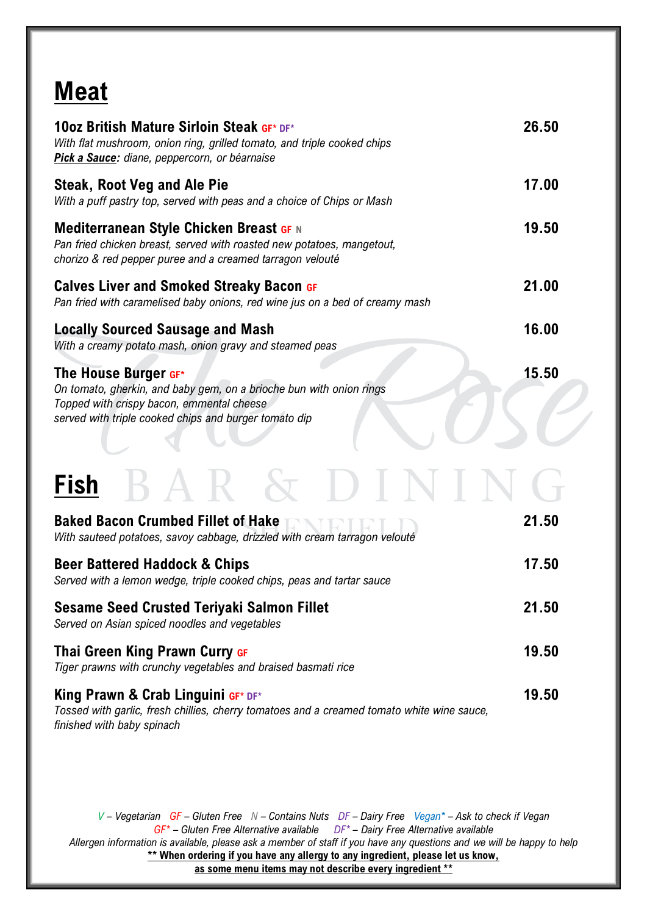# Meat

**10oz British Mature Sirloin Steak** GF* DF* — **26.50**
*With flat mushroom, onion ring, grilled tomato, and triple cooked chips*
***Pick a Sauce:*** *diane, peppercorn, or béarnaise*

**Steak, Root Veg and Ale Pie** — **17.00**
*With a puff pastry top, served with peas and a choice of Chips or Mash*

**Mediterranean Style Chicken Breast** GF N — **19.50**
*Pan fried chicken breast, served with roasted new potatoes, mangetout, chorizo & red pepper puree and a creamed tarragon velouté*

**Calves Liver and Smoked Streaky Bacon** GF — **21.00**
*Pan fried with caramelised baby onions, red wine jus on a bed of creamy mash*

**Locally Sourced Sausage and Mash** — **16.00**
*With a creamy potato mash, onion gravy and steamed peas*

**The House Burger** GF* — **15.50**
*On tomato, gherkin, and baby gem, on a brioche bun with onion rings*
*Topped with crispy bacon, emmental cheese*
*served with triple cooked chips and burger tomato dip*

# Fish

**Baked Bacon Crumbed Fillet of Hake** — **21.50**
*With sauteed potatoes, savoy cabbage, drizzled with cream tarragon velouté*

**Beer Battered Haddock & Chips** — **17.50**
*Served with a lemon wedge, triple cooked chips, peas and tartar sauce*

**Sesame Seed Crusted Teriyaki Salmon Fillet** — **21.50**
*Served on Asian spiced noodles and vegetables*

**Thai Green King Prawn Curry** GF — **19.50**
*Tiger prawns with crunchy vegetables and braised basmati rice*

**King Prawn & Crab Linguini** GF* DF* — **19.50**
*Tossed with garlic, fresh chillies, cherry tomatoes and a creamed tomato white wine sauce, finished with baby spinach*

*V – Vegetarian GF – Gluten Free N – Contains Nuts DF – Dairy Free Vegan* – Ask to check if Vegan*
*GF* – Gluten Free Alternative available DF* – Dairy Free Alternative available*
*Allergen information is available, please ask a member of staff if you have any questions and we will be happy to help*
**\*\* When ordering if you have any allergy to any ingredient, please let us know, as some menu items may not describe every ingredient \*\***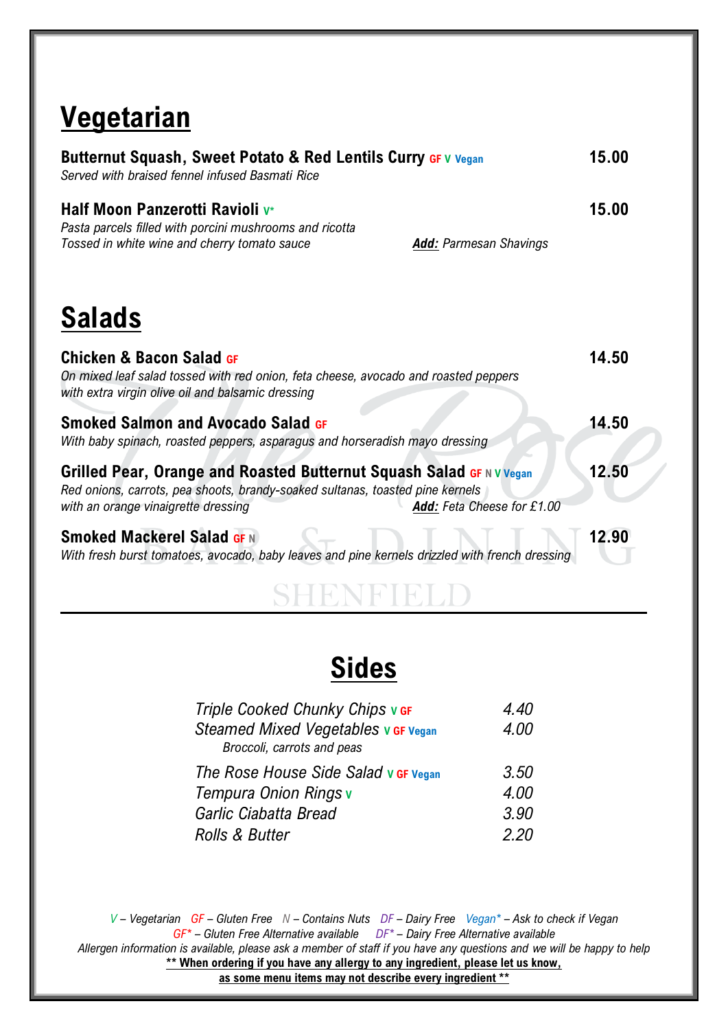# Vegetarian

**Butternut Squash, Sweet Potato & Red Lentils Curry** GF V Vegan — **15.00**
*Served with braised fennel infused Basmati Rice*

**Half Moon Panzerotti Ravioli** V* — **15.00**
*Pasta parcels filled with porcini mushrooms and ricotta*
*Tossed in white wine and cherry tomato sauce* — ***Add:*** *Parmesan Shavings*

# Salads

**Chicken & Bacon Salad** GF — **14.50**
*On mixed leaf salad tossed with red onion, feta cheese, avocado and roasted peppers with extra virgin olive oil and balsamic dressing*

**Smoked Salmon and Avocado Salad** GF — **14.50**
*With baby spinach, roasted peppers, asparagus and horseradish mayo dressing*

**Grilled Pear, Orange and Roasted Butternut Squash Salad** GF N V Vegan — **12.50**
*Red onions, carrots, pea shoots, brandy-soaked sultanas, toasted pine kernels with an orange vinaigrette dressing* — ***Add:*** *Feta Cheese for £1.00*

**Smoked Mackerel Salad** GF N — **12.90**
*With fresh burst tomatoes, avocado, baby leaves and pine kernels drizzled with french dressing*

---

# Sides

| | |
|---|---|
| *Triple Cooked Chunky Chips* V GF | *4.40* |
| *Steamed Mixed Vegetables* V GF Vegan<br>*Broccoli, carrots and peas* | *4.00* |
| *The Rose House Side Salad* V GF Vegan | *3.50* |
| *Tempura Onion Rings* V | *4.00* |
| *Garlic Ciabatta Bread* | *3.90* |
| *Rolls & Butter* | *2.20* |

*V – Vegetarian GF – Gluten Free N – Contains Nuts DF – Dairy Free Vegan* – Ask to check if Vegan*
*GF* – Gluten Free Alternative available DF* – Dairy Free Alternative available*
*Allergen information is available, please ask a member of staff if you have any questions and we will be happy to help*
**** When ordering if you have any allergy to any ingredient, please let us know, as some menu items may not describe every ingredient ****